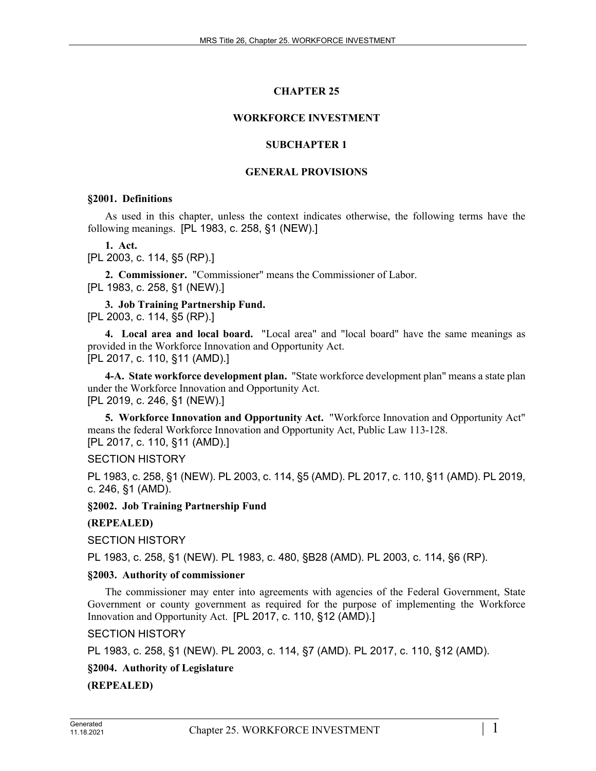# CHAPTER 25

# WORKFORCE INVESTMENT

## SUBCHAPTER 1

## GENERAL PROVISIONS

**§2001. Definitions**

As used in this chapter, unless the context indicates otherwise, the following terms have the following meanings. [PL 1983, c. 258, §1 (NEW).]

**1. Act.**
[PL 2003, c. 114, §5 (RP).]

**2. Commissioner.** "Commissioner" means the Commissioner of Labor.
[PL 1983, c. 258, §1 (NEW).]

**3. Job Training Partnership Fund.**
[PL 2003, c. 114, §5 (RP).]

**4. Local area and local board.** "Local area" and "local board" have the same meanings as provided in the Workforce Innovation and Opportunity Act.
[PL 2017, c. 110, §11 (AMD).]

**4-A. State workforce development plan.** "State workforce development plan" means a state plan under the Workforce Innovation and Opportunity Act.
[PL 2019, c. 246, §1 (NEW).]

**5. Workforce Innovation and Opportunity Act.** "Workforce Innovation and Opportunity Act" means the federal Workforce Innovation and Opportunity Act, Public Law 113-128.
[PL 2017, c. 110, §11 (AMD).]

SECTION HISTORY

PL 1983, c. 258, §1 (NEW). PL 2003, c. 114, §5 (AMD). PL 2017, c. 110, §11 (AMD). PL 2019, c. 246, §1 (AMD).

**§2002. Job Training Partnership Fund**

**(REPEALED)**

SECTION HISTORY

PL 1983, c. 258, §1 (NEW). PL 1983, c. 480, §B28 (AMD). PL 2003, c. 114, §6 (RP).

**§2003. Authority of commissioner**

The commissioner may enter into agreements with agencies of the Federal Government, State Government or county government as required for the purpose of implementing the Workforce Innovation and Opportunity Act. [PL 2017, c. 110, §12 (AMD).]

SECTION HISTORY

PL 1983, c. 258, §1 (NEW). PL 2003, c. 114, §7 (AMD). PL 2017, c. 110, §12 (AMD).

**§2004. Authority of Legislature**

**(REPEALED)**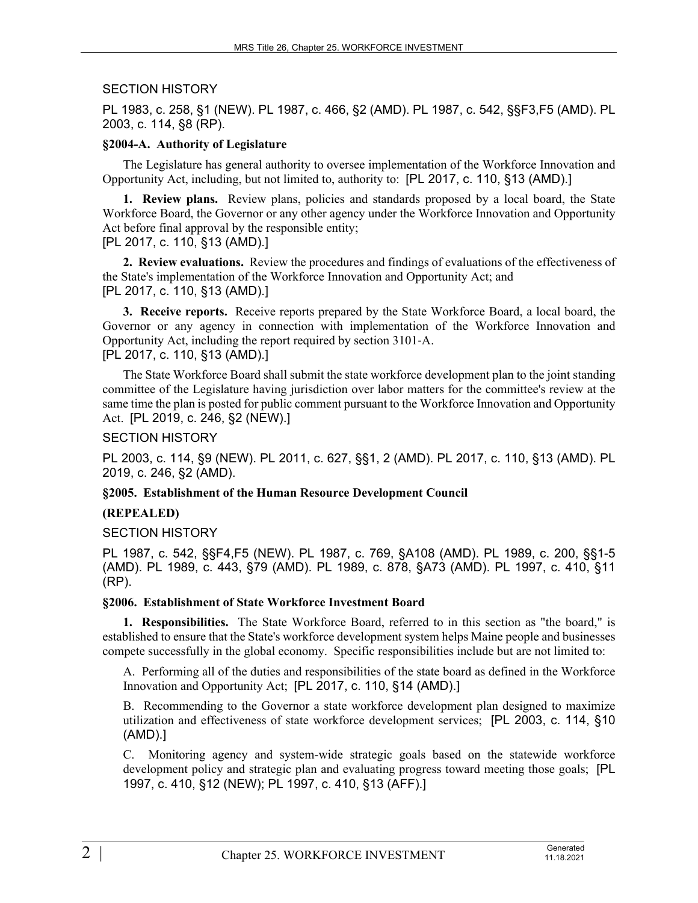SECTION HISTORY

PL 1983, c. 258, §1 (NEW). PL 1987, c. 466, §2 (AMD). PL 1987, c. 542, §§F3,F5 (AMD). PL 2003, c. 114, §8 (RP).

**§2004-A. Authority of Legislature**

The Legislature has general authority to oversee implementation of the Workforce Innovation and Opportunity Act, including, but not limited to, authority to: [PL 2017, c. 110, §13 (AMD).]

**1. Review plans.** Review plans, policies and standards proposed by a local board, the State Workforce Board, the Governor or any other agency under the Workforce Innovation and Opportunity Act before final approval by the responsible entity;
[PL 2017, c. 110, §13 (AMD).]

**2. Review evaluations.** Review the procedures and findings of evaluations of the effectiveness of the State's implementation of the Workforce Innovation and Opportunity Act; and
[PL 2017, c. 110, §13 (AMD).]

**3. Receive reports.** Receive reports prepared by the State Workforce Board, a local board, the Governor or any agency in connection with implementation of the Workforce Innovation and Opportunity Act, including the report required by section 3101-A.
[PL 2017, c. 110, §13 (AMD).]

The State Workforce Board shall submit the state workforce development plan to the joint standing committee of the Legislature having jurisdiction over labor matters for the committee's review at the same time the plan is posted for public comment pursuant to the Workforce Innovation and Opportunity Act. [PL 2019, c. 246, §2 (NEW).]

SECTION HISTORY

PL 2003, c. 114, §9 (NEW). PL 2011, c. 627, §§1, 2 (AMD). PL 2017, c. 110, §13 (AMD). PL 2019, c. 246, §2 (AMD).

**§2005. Establishment of the Human Resource Development Council**

**(REPEALED)**

SECTION HISTORY

PL 1987, c. 542, §§F4,F5 (NEW). PL 1987, c. 769, §A108 (AMD). PL 1989, c. 200, §§1-5 (AMD). PL 1989, c. 443, §79 (AMD). PL 1989, c. 878, §A73 (AMD). PL 1997, c. 410, §11 (RP).

**§2006. Establishment of State Workforce Investment Board**

**1. Responsibilities.** The State Workforce Board, referred to in this section as "the board," is established to ensure that the State's workforce development system helps Maine people and businesses compete successfully in the global economy. Specific responsibilities include but are not limited to:

A. Performing all of the duties and responsibilities of the state board as defined in the Workforce Innovation and Opportunity Act; [PL 2017, c. 110, §14 (AMD).]

B. Recommending to the Governor a state workforce development plan designed to maximize utilization and effectiveness of state workforce development services; [PL 2003, c. 114, §10 (AMD).]

C. Monitoring agency and system-wide strategic goals based on the statewide workforce development policy and strategic plan and evaluating progress toward meeting those goals; [PL 1997, c. 410, §12 (NEW); PL 1997, c. 410, §13 (AFF).]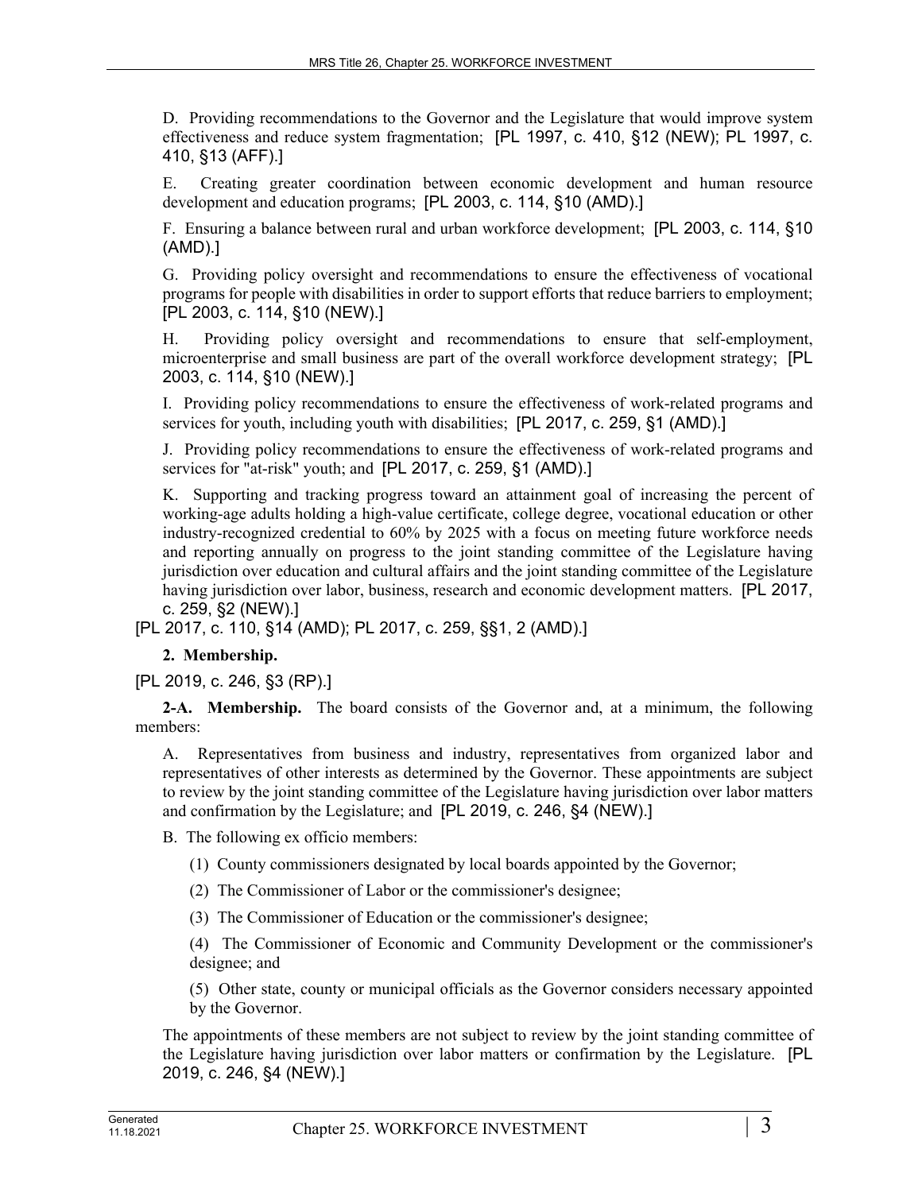D. Providing recommendations to the Governor and the Legislature that would improve system effectiveness and reduce system fragmentation; [PL 1997, c. 410, §12 (NEW); PL 1997, c. 410, §13 (AFF).]

E. Creating greater coordination between economic development and human resource development and education programs; [PL 2003, c. 114, §10 (AMD).]

F. Ensuring a balance between rural and urban workforce development; [PL 2003, c. 114, §10 (AMD).]

G. Providing policy oversight and recommendations to ensure the effectiveness of vocational programs for people with disabilities in order to support efforts that reduce barriers to employment; [PL 2003, c. 114, §10 (NEW).]

H. Providing policy oversight and recommendations to ensure that self-employment, microenterprise and small business are part of the overall workforce development strategy; [PL 2003, c. 114, §10 (NEW).]

I. Providing policy recommendations to ensure the effectiveness of work-related programs and services for youth, including youth with disabilities; [PL 2017, c. 259, §1 (AMD).]

J. Providing policy recommendations to ensure the effectiveness of work-related programs and services for "at-risk" youth; and [PL 2017, c. 259, §1 (AMD).]

K. Supporting and tracking progress toward an attainment goal of increasing the percent of working-age adults holding a high-value certificate, college degree, vocational education or other industry-recognized credential to 60% by 2025 with a focus on meeting future workforce needs and reporting annually on progress to the joint standing committee of the Legislature having jurisdiction over education and cultural affairs and the joint standing committee of the Legislature having jurisdiction over labor, business, research and economic development matters. [PL 2017, c. 259, §2 (NEW).]

[PL 2017, c. 110, §14 (AMD); PL 2017, c. 259, §§1, 2 (AMD).]

**2. Membership.**

[PL 2019, c. 246, §3 (RP).]

**2-A. Membership.** The board consists of the Governor and, at a minimum, the following members:

A. Representatives from business and industry, representatives from organized labor and representatives of other interests as determined by the Governor. These appointments are subject to review by the joint standing committee of the Legislature having jurisdiction over labor matters and confirmation by the Legislature; and [PL 2019, c. 246, §4 (NEW).]

B. The following ex officio members:

(1) County commissioners designated by local boards appointed by the Governor;

(2) The Commissioner of Labor or the commissioner's designee;

(3) The Commissioner of Education or the commissioner's designee;

(4) The Commissioner of Economic and Community Development or the commissioner's designee; and

(5) Other state, county or municipal officials as the Governor considers necessary appointed by the Governor.

The appointments of these members are not subject to review by the joint standing committee of the Legislature having jurisdiction over labor matters or confirmation by the Legislature. [PL 2019, c. 246, §4 (NEW).]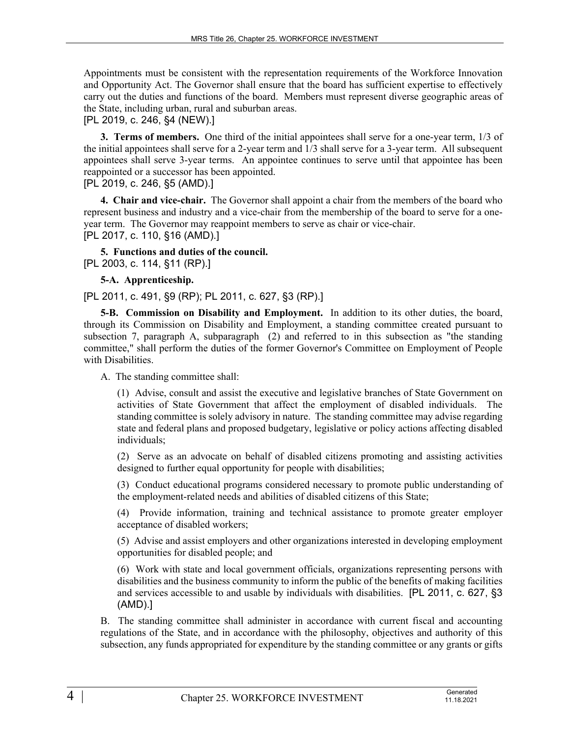Appointments must be consistent with the representation requirements of the Workforce Innovation and Opportunity Act. The Governor shall ensure that the board has sufficient expertise to effectively carry out the duties and functions of the board. Members must represent diverse geographic areas of the State, including urban, rural and suburban areas.
[PL 2019, c. 246, §4 (NEW).]

**3. Terms of members.** One third of the initial appointees shall serve for a one-year term, 1/3 of the initial appointees shall serve for a 2-year term and 1/3 shall serve for a 3-year term. All subsequent appointees shall serve 3-year terms. An appointee continues to serve until that appointee has been reappointed or a successor has been appointed.
[PL 2019, c. 246, §5 (AMD).]

**4. Chair and vice-chair.** The Governor shall appoint a chair from the members of the board who represent business and industry and a vice-chair from the membership of the board to serve for a one-year term. The Governor may reappoint members to serve as chair or vice-chair.
[PL 2017, c. 110, §16 (AMD).]

**5. Functions and duties of the council.**
[PL 2003, c. 114, §11 (RP).]

**5-A. Apprenticeship.**

[PL 2011, c. 491, §9 (RP); PL 2011, c. 627, §3 (RP).]

**5-B. Commission on Disability and Employment.** In addition to its other duties, the board, through its Commission on Disability and Employment, a standing committee created pursuant to subsection 7, paragraph A, subparagraph (2) and referred to in this subsection as "the standing committee," shall perform the duties of the former Governor's Committee on Employment of People with Disabilities.

A. The standing committee shall:

(1) Advise, consult and assist the executive and legislative branches of State Government on activities of State Government that affect the employment of disabled individuals. The standing committee is solely advisory in nature. The standing committee may advise regarding state and federal plans and proposed budgetary, legislative or policy actions affecting disabled individuals;

(2) Serve as an advocate on behalf of disabled citizens promoting and assisting activities designed to further equal opportunity for people with disabilities;

(3) Conduct educational programs considered necessary to promote public understanding of the employment-related needs and abilities of disabled citizens of this State;

(4) Provide information, training and technical assistance to promote greater employer acceptance of disabled workers;

(5) Advise and assist employers and other organizations interested in developing employment opportunities for disabled people; and

(6) Work with state and local government officials, organizations representing persons with disabilities and the business community to inform the public of the benefits of making facilities and services accessible to and usable by individuals with disabilities. [PL 2011, c. 627, §3 (AMD).]

B. The standing committee shall administer in accordance with current fiscal and accounting regulations of the State, and in accordance with the philosophy, objectives and authority of this subsection, any funds appropriated for expenditure by the standing committee or any grants or gifts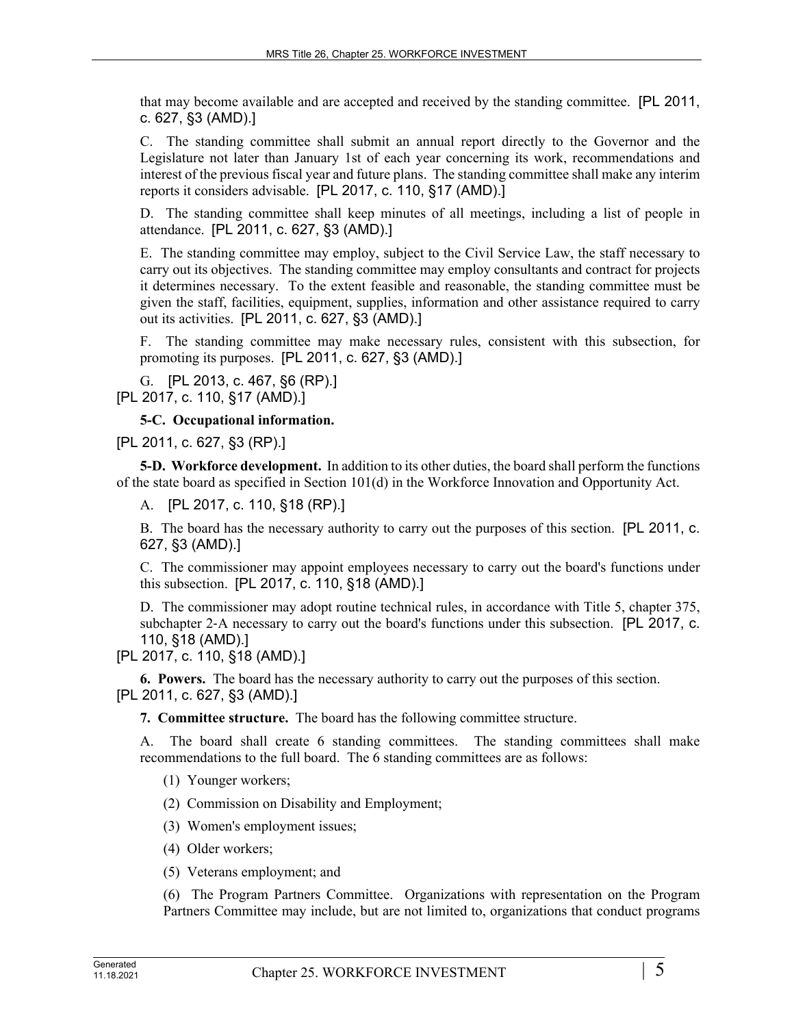that may become available and are accepted and received by the standing committee. [PL 2011, c. 627, §3 (AMD).]

C. The standing committee shall submit an annual report directly to the Governor and the Legislature not later than January 1st of each year concerning its work, recommendations and interest of the previous fiscal year and future plans. The standing committee shall make any interim reports it considers advisable. [PL 2017, c. 110, §17 (AMD).]

D. The standing committee shall keep minutes of all meetings, including a list of people in attendance. [PL 2011, c. 627, §3 (AMD).]

E. The standing committee may employ, subject to the Civil Service Law, the staff necessary to carry out its objectives. The standing committee may employ consultants and contract for projects it determines necessary. To the extent feasible and reasonable, the standing committee must be given the staff, facilities, equipment, supplies, information and other assistance required to carry out its activities. [PL 2011, c. 627, §3 (AMD).]

F. The standing committee may make necessary rules, consistent with this subsection, for promoting its purposes. [PL 2011, c. 627, §3 (AMD).]

G. [PL 2013, c. 467, §6 (RP).]

[PL 2017, c. 110, §17 (AMD).]

**5-C. Occupational information.**

[PL 2011, c. 627, §3 (RP).]

**5-D. Workforce development.** In addition to its other duties, the board shall perform the functions of the state board as specified in Section 101(d) in the Workforce Innovation and Opportunity Act.

A. [PL 2017, c. 110, §18 (RP).]

B. The board has the necessary authority to carry out the purposes of this section. [PL 2011, c. 627, §3 (AMD).]

C. The commissioner may appoint employees necessary to carry out the board's functions under this subsection. [PL 2017, c. 110, §18 (AMD).]

D. The commissioner may adopt routine technical rules, in accordance with Title 5, chapter 375, subchapter 2-A necessary to carry out the board's functions under this subsection. [PL 2017, c. 110, §18 (AMD).]

[PL 2017, c. 110, §18 (AMD).]

**6. Powers.** The board has the necessary authority to carry out the purposes of this section.
[PL 2011, c. 627, §3 (AMD).]

**7. Committee structure.** The board has the following committee structure.

A. The board shall create 6 standing committees. The standing committees shall make recommendations to the full board. The 6 standing committees are as follows:

(1) Younger workers;

(2) Commission on Disability and Employment;

(3) Women's employment issues;

(4) Older workers;

(5) Veterans employment; and

(6) The Program Partners Committee. Organizations with representation on the Program Partners Committee may include, but are not limited to, organizations that conduct programs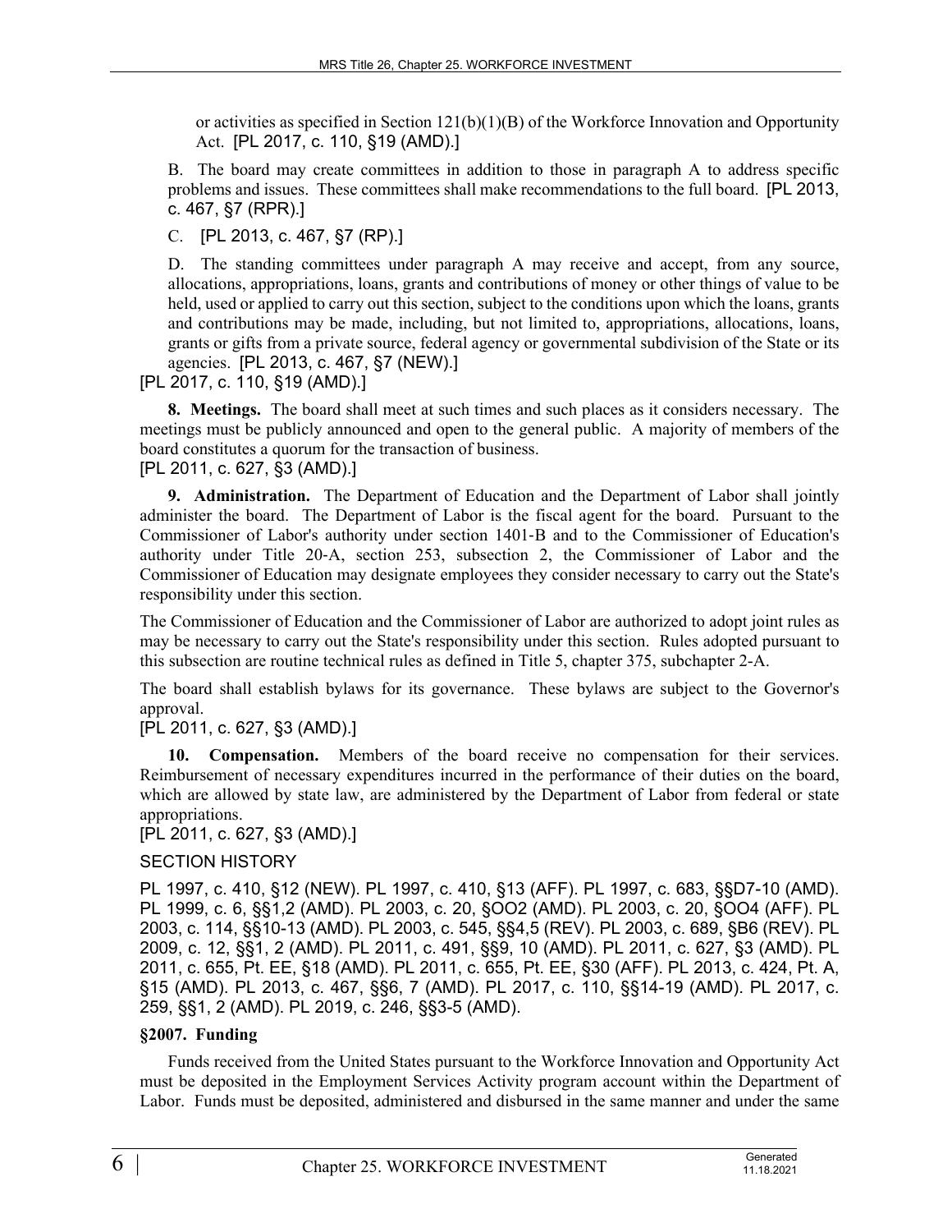or activities as specified in Section 121(b)(1)(B) of the Workforce Innovation and Opportunity Act. [PL 2017, c. 110, §19 (AMD).]

B. The board may create committees in addition to those in paragraph A to address specific problems and issues. These committees shall make recommendations to the full board. [PL 2013, c. 467, §7 (RPR).]

C. [PL 2013, c. 467, §7 (RP).]

D. The standing committees under paragraph A may receive and accept, from any source, allocations, appropriations, loans, grants and contributions of money or other things of value to be held, used or applied to carry out this section, subject to the conditions upon which the loans, grants and contributions may be made, including, but not limited to, appropriations, allocations, loans, grants or gifts from a private source, federal agency or governmental subdivision of the State or its agencies. [PL 2013, c. 467, §7 (NEW).]

[PL 2017, c. 110, §19 (AMD).]

**8. Meetings.** The board shall meet at such times and such places as it considers necessary. The meetings must be publicly announced and open to the general public. A majority of members of the board constitutes a quorum for the transaction of business.

[PL 2011, c. 627, §3 (AMD).]

**9. Administration.** The Department of Education and the Department of Labor shall jointly administer the board. The Department of Labor is the fiscal agent for the board. Pursuant to the Commissioner of Labor's authority under section 1401-B and to the Commissioner of Education's authority under Title 20-A, section 253, subsection 2, the Commissioner of Labor and the Commissioner of Education may designate employees they consider necessary to carry out the State's responsibility under this section.

The Commissioner of Education and the Commissioner of Labor are authorized to adopt joint rules as may be necessary to carry out the State's responsibility under this section. Rules adopted pursuant to this subsection are routine technical rules as defined in Title 5, chapter 375, subchapter 2-A.

The board shall establish bylaws for its governance. These bylaws are subject to the Governor's approval.

[PL 2011, c. 627, §3 (AMD).]

**10. Compensation.** Members of the board receive no compensation for their services. Reimbursement of necessary expenditures incurred in the performance of their duties on the board, which are allowed by state law, are administered by the Department of Labor from federal or state appropriations.

[PL 2011, c. 627, §3 (AMD).]

SECTION HISTORY

PL 1997, c. 410, §12 (NEW). PL 1997, c. 410, §13 (AFF). PL 1997, c. 683, §§D7-10 (AMD). PL 1999, c. 6, §§1,2 (AMD). PL 2003, c. 20, §OO2 (AMD). PL 2003, c. 20, §OO4 (AFF). PL 2003, c. 114, §§10-13 (AMD). PL 2003, c. 545, §§4,5 (REV). PL 2003, c. 689, §B6 (REV). PL 2009, c. 12, §§1, 2 (AMD). PL 2011, c. 491, §§9, 10 (AMD). PL 2011, c. 627, §3 (AMD). PL 2011, c. 655, Pt. EE, §18 (AMD). PL 2011, c. 655, Pt. EE, §30 (AFF). PL 2013, c. 424, Pt. A, §15 (AMD). PL 2013, c. 467, §§6, 7 (AMD). PL 2017, c. 110, §§14-19 (AMD). PL 2017, c. 259, §§1, 2 (AMD). PL 2019, c. 246, §§3-5 (AMD).

### §2007. Funding

Funds received from the United States pursuant to the Workforce Innovation and Opportunity Act must be deposited in the Employment Services Activity program account within the Department of Labor. Funds must be deposited, administered and disbursed in the same manner and under the same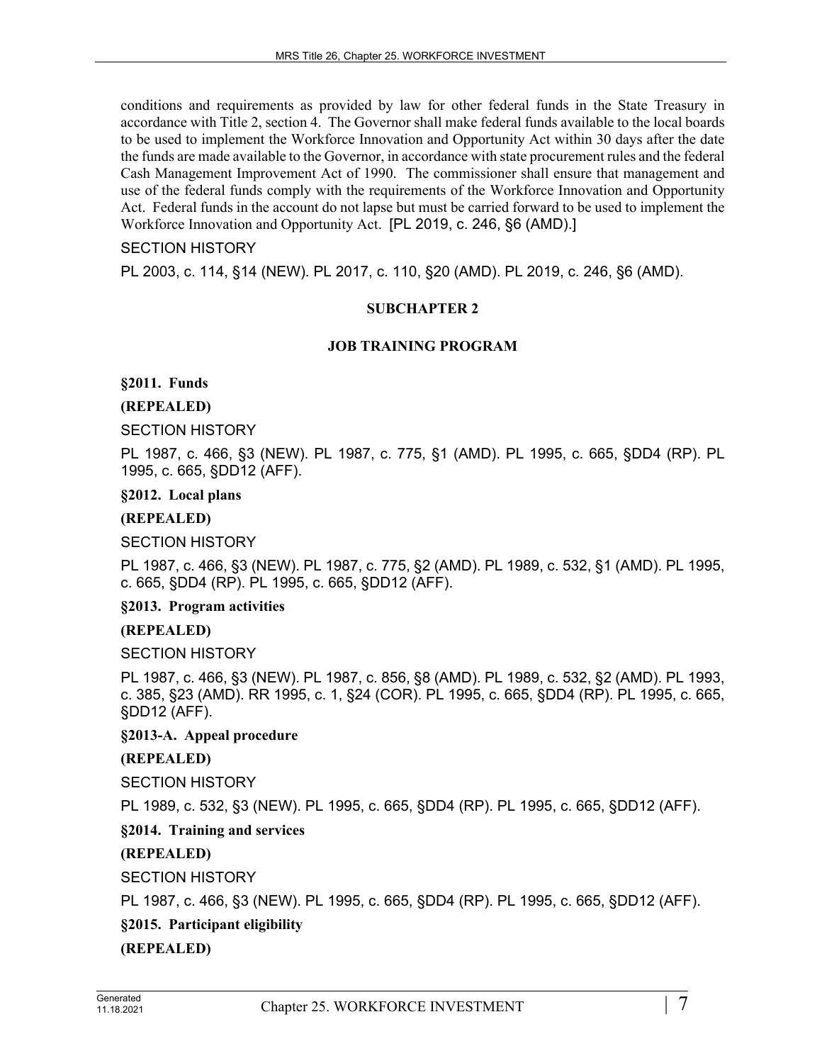conditions and requirements as provided by law for other federal funds in the State Treasury in accordance with Title 2, section 4. The Governor shall make federal funds available to the local boards to be used to implement the Workforce Innovation and Opportunity Act within 30 days after the date the funds are made available to the Governor, in accordance with state procurement rules and the federal Cash Management Improvement Act of 1990. The commissioner shall ensure that management and use of the federal funds comply with the requirements of the Workforce Innovation and Opportunity Act. Federal funds in the account do not lapse but must be carried forward to be used to implement the Workforce Innovation and Opportunity Act. [PL 2019, c. 246, §6 (AMD).]

SECTION HISTORY

PL 2003, c. 114, §14 (NEW). PL 2017, c. 110, §20 (AMD). PL 2019, c. 246, §6 (AMD).

## SUBCHAPTER 2

## JOB TRAINING PROGRAM

**§2011. Funds**

**(REPEALED)**

SECTION HISTORY

PL 1987, c. 466, §3 (NEW). PL 1987, c. 775, §1 (AMD). PL 1995, c. 665, §DD4 (RP). PL 1995, c. 665, §DD12 (AFF).

**§2012. Local plans**

**(REPEALED)**

SECTION HISTORY

PL 1987, c. 466, §3 (NEW). PL 1987, c. 775, §2 (AMD). PL 1989, c. 532, §1 (AMD). PL 1995, c. 665, §DD4 (RP). PL 1995, c. 665, §DD12 (AFF).

**§2013. Program activities**

**(REPEALED)**

SECTION HISTORY

PL 1987, c. 466, §3 (NEW). PL 1987, c. 856, §8 (AMD). PL 1989, c. 532, §2 (AMD). PL 1993, c. 385, §23 (AMD). RR 1995, c. 1, §24 (COR). PL 1995, c. 665, §DD4 (RP). PL 1995, c. 665, §DD12 (AFF).

**§2013-A. Appeal procedure**

**(REPEALED)**

SECTION HISTORY

PL 1989, c. 532, §3 (NEW). PL 1995, c. 665, §DD4 (RP). PL 1995, c. 665, §DD12 (AFF).

**§2014. Training and services**

**(REPEALED)**

SECTION HISTORY

PL 1987, c. 466, §3 (NEW). PL 1995, c. 665, §DD4 (RP). PL 1995, c. 665, §DD12 (AFF).

**§2015. Participant eligibility**

**(REPEALED)**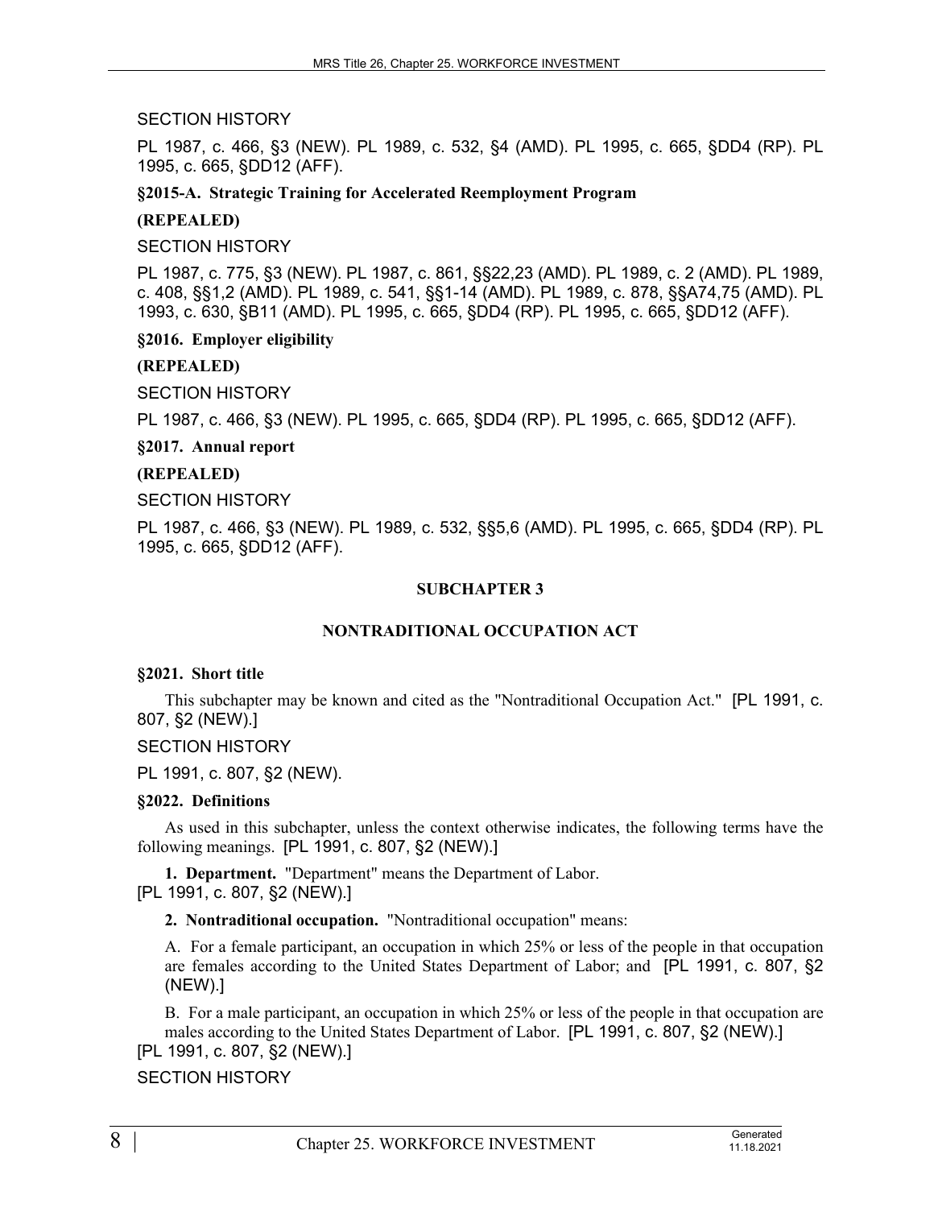SECTION HISTORY

PL 1987, c. 466, §3 (NEW). PL 1989, c. 532, §4 (AMD). PL 1995, c. 665, §DD4 (RP). PL 1995, c. 665, §DD12 (AFF).

**§2015-A. Strategic Training for Accelerated Reemployment Program**

**(REPEALED)**

SECTION HISTORY

PL 1987, c. 775, §3 (NEW). PL 1987, c. 861, §§22,23 (AMD). PL 1989, c. 2 (AMD). PL 1989, c. 408, §§1,2 (AMD). PL 1989, c. 541, §§1-14 (AMD). PL 1989, c. 878, §§A74,75 (AMD). PL 1993, c. 630, §B11 (AMD). PL 1995, c. 665, §DD4 (RP). PL 1995, c. 665, §DD12 (AFF).

**§2016. Employer eligibility**

**(REPEALED)**

SECTION HISTORY

PL 1987, c. 466, §3 (NEW). PL 1995, c. 665, §DD4 (RP). PL 1995, c. 665, §DD12 (AFF).

**§2017. Annual report**

**(REPEALED)**

SECTION HISTORY

PL 1987, c. 466, §3 (NEW). PL 1989, c. 532, §§5,6 (AMD). PL 1995, c. 665, §DD4 (RP). PL 1995, c. 665, §DD12 (AFF).

## SUBCHAPTER 3

## NONTRADITIONAL OCCUPATION ACT

**§2021. Short title**

This subchapter may be known and cited as the "Nontraditional Occupation Act." [PL 1991, c. 807, §2 (NEW).]

SECTION HISTORY

PL 1991, c. 807, §2 (NEW).

**§2022. Definitions**

As used in this subchapter, unless the context otherwise indicates, the following terms have the following meanings. [PL 1991, c. 807, §2 (NEW).]

**1. Department.** "Department" means the Department of Labor.
[PL 1991, c. 807, §2 (NEW).]

**2. Nontraditional occupation.** "Nontraditional occupation" means:

A. For a female participant, an occupation in which 25% or less of the people in that occupation are females according to the United States Department of Labor; and [PL 1991, c. 807, §2 (NEW).]

B. For a male participant, an occupation in which 25% or less of the people in that occupation are males according to the United States Department of Labor. [PL 1991, c. 807, §2 (NEW).]
[PL 1991, c. 807, §2 (NEW).]

SECTION HISTORY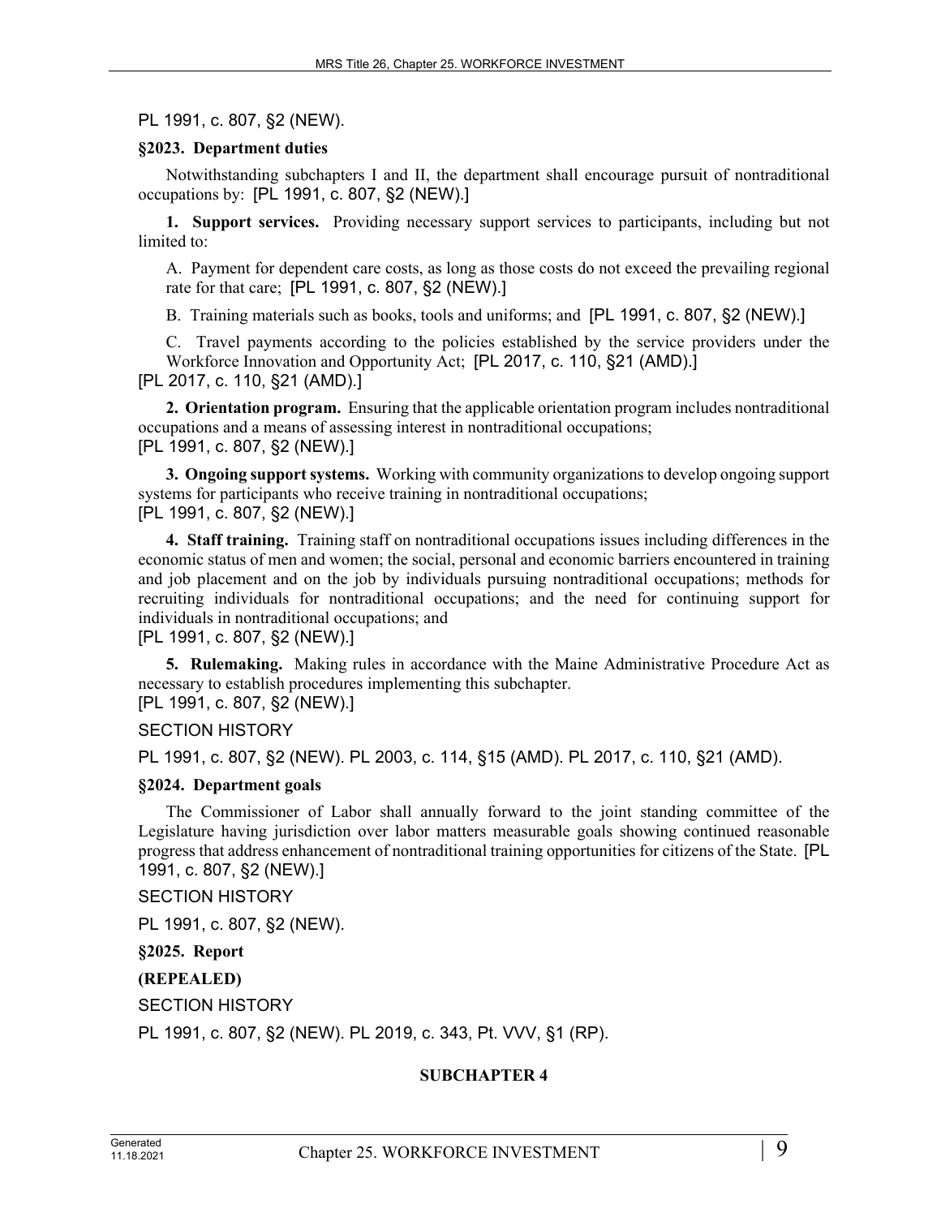PL 1991, c. 807, §2 (NEW).

**§2023. Department duties**

Notwithstanding subchapters I and II, the department shall encourage pursuit of nontraditional occupations by: [PL 1991, c. 807, §2 (NEW).]

**1. Support services.** Providing necessary support services to participants, including but not limited to:

A. Payment for dependent care costs, as long as those costs do not exceed the prevailing regional rate for that care; [PL 1991, c. 807, §2 (NEW).]

B. Training materials such as books, tools and uniforms; and [PL 1991, c. 807, §2 (NEW).]

C. Travel payments according to the policies established by the service providers under the Workforce Innovation and Opportunity Act; [PL 2017, c. 110, §21 (AMD).]

[PL 2017, c. 110, §21 (AMD).]

**2. Orientation program.** Ensuring that the applicable orientation program includes nontraditional occupations and a means of assessing interest in nontraditional occupations;
[PL 1991, c. 807, §2 (NEW).]

**3. Ongoing support systems.** Working with community organizations to develop ongoing support systems for participants who receive training in nontraditional occupations;
[PL 1991, c. 807, §2 (NEW).]

**4. Staff training.** Training staff on nontraditional occupations issues including differences in the economic status of men and women; the social, personal and economic barriers encountered in training and job placement and on the job by individuals pursuing nontraditional occupations; methods for recruiting individuals for nontraditional occupations; and the need for continuing support for individuals in nontraditional occupations; and
[PL 1991, c. 807, §2 (NEW).]

**5. Rulemaking.** Making rules in accordance with the Maine Administrative Procedure Act as necessary to establish procedures implementing this subchapter.
[PL 1991, c. 807, §2 (NEW).]

SECTION HISTORY

PL 1991, c. 807, §2 (NEW). PL 2003, c. 114, §15 (AMD). PL 2017, c. 110, §21 (AMD).

**§2024. Department goals**

The Commissioner of Labor shall annually forward to the joint standing committee of the Legislature having jurisdiction over labor matters measurable goals showing continued reasonable progress that address enhancement of nontraditional training opportunities for citizens of the State. [PL 1991, c. 807, §2 (NEW).]

SECTION HISTORY

PL 1991, c. 807, §2 (NEW).

**§2025. Report**

**(REPEALED)**

SECTION HISTORY

PL 1991, c. 807, §2 (NEW). PL 2019, c. 343, Pt. VVV, §1 (RP).

## SUBCHAPTER 4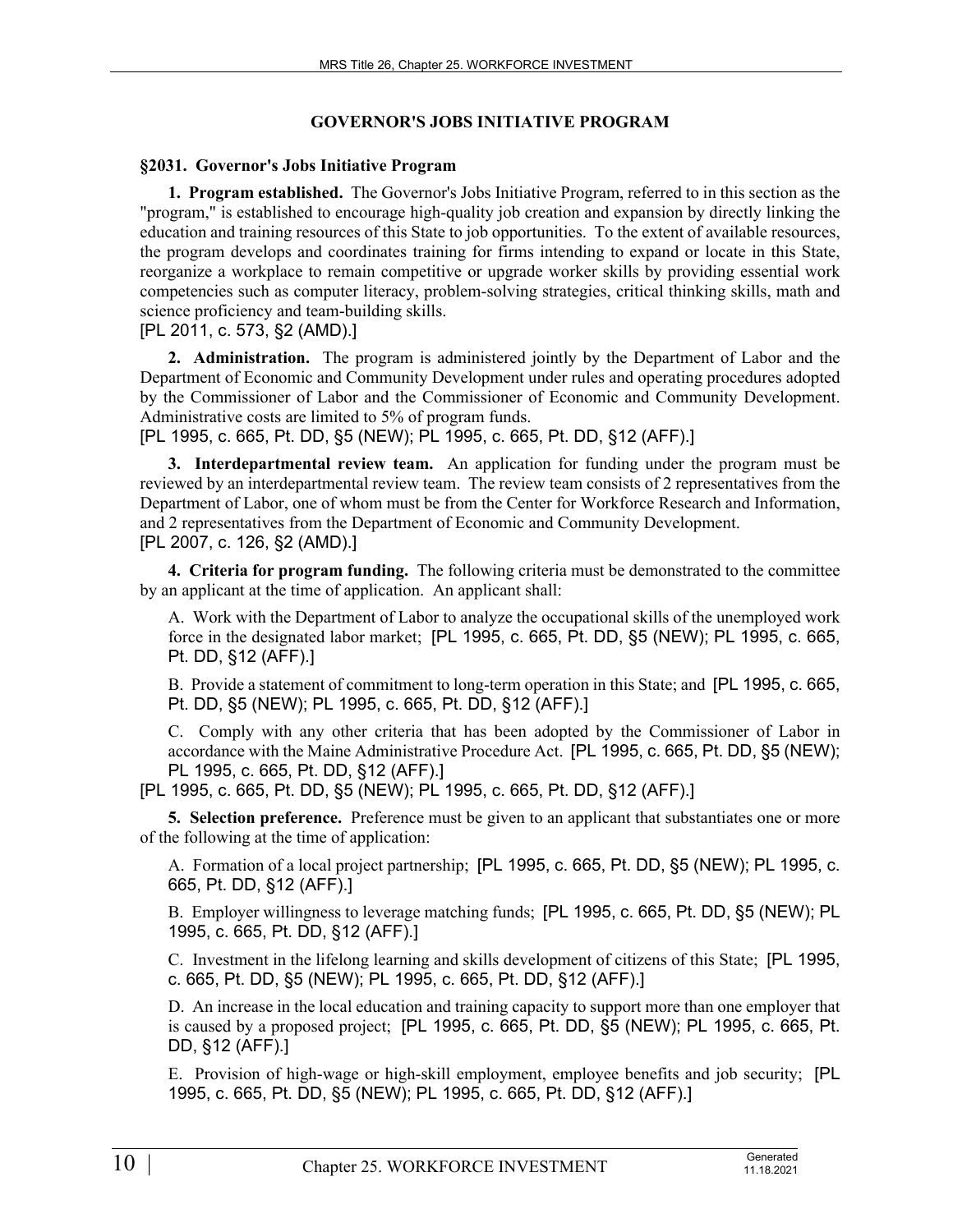## GOVERNOR'S JOBS INITIATIVE PROGRAM

### §2031. Governor's Jobs Initiative Program

**1. Program established.** The Governor's Jobs Initiative Program, referred to in this section as the "program," is established to encourage high-quality job creation and expansion by directly linking the education and training resources of this State to job opportunities. To the extent of available resources, the program develops and coordinates training for firms intending to expand or locate in this State, reorganize a workplace to remain competitive or upgrade worker skills by providing essential work competencies such as computer literacy, problem-solving strategies, critical thinking skills, math and science proficiency and team-building skills.
[PL 2011, c. 573, §2 (AMD).]

**2. Administration.** The program is administered jointly by the Department of Labor and the Department of Economic and Community Development under rules and operating procedures adopted by the Commissioner of Labor and the Commissioner of Economic and Community Development. Administrative costs are limited to 5% of program funds.
[PL 1995, c. 665, Pt. DD, §5 (NEW); PL 1995, c. 665, Pt. DD, §12 (AFF).]

**3. Interdepartmental review team.** An application for funding under the program must be reviewed by an interdepartmental review team. The review team consists of 2 representatives from the Department of Labor, one of whom must be from the Center for Workforce Research and Information, and 2 representatives from the Department of Economic and Community Development.
[PL 2007, c. 126, §2 (AMD).]

**4. Criteria for program funding.** The following criteria must be demonstrated to the committee by an applicant at the time of application. An applicant shall:

A. Work with the Department of Labor to analyze the occupational skills of the unemployed work force in the designated labor market; [PL 1995, c. 665, Pt. DD, §5 (NEW); PL 1995, c. 665, Pt. DD, §12 (AFF).]

B. Provide a statement of commitment to long-term operation in this State; and [PL 1995, c. 665, Pt. DD, §5 (NEW); PL 1995, c. 665, Pt. DD, §12 (AFF).]

C. Comply with any other criteria that has been adopted by the Commissioner of Labor in accordance with the Maine Administrative Procedure Act. [PL 1995, c. 665, Pt. DD, §5 (NEW); PL 1995, c. 665, Pt. DD, §12 (AFF).]

[PL 1995, c. 665, Pt. DD, §5 (NEW); PL 1995, c. 665, Pt. DD, §12 (AFF).]

**5. Selection preference.** Preference must be given to an applicant that substantiates one or more of the following at the time of application:

A. Formation of a local project partnership; [PL 1995, c. 665, Pt. DD, §5 (NEW); PL 1995, c. 665, Pt. DD, §12 (AFF).]

B. Employer willingness to leverage matching funds; [PL 1995, c. 665, Pt. DD, §5 (NEW); PL 1995, c. 665, Pt. DD, §12 (AFF).]

C. Investment in the lifelong learning and skills development of citizens of this State; [PL 1995, c. 665, Pt. DD, §5 (NEW); PL 1995, c. 665, Pt. DD, §12 (AFF).]

D. An increase in the local education and training capacity to support more than one employer that is caused by a proposed project; [PL 1995, c. 665, Pt. DD, §5 (NEW); PL 1995, c. 665, Pt. DD, §12 (AFF).]

E. Provision of high-wage or high-skill employment, employee benefits and job security; [PL 1995, c. 665, Pt. DD, §5 (NEW); PL 1995, c. 665, Pt. DD, §12 (AFF).]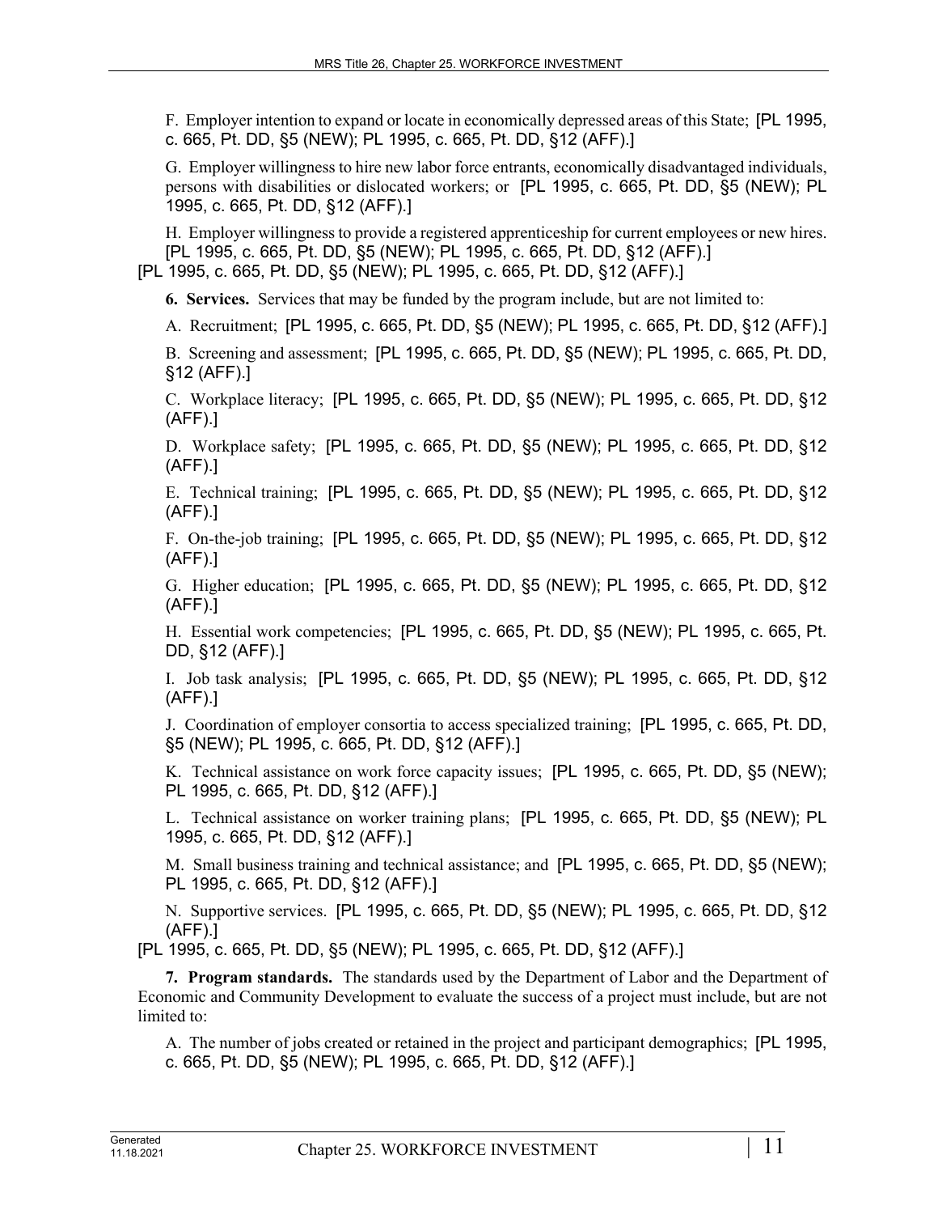F. Employer intention to expand or locate in economically depressed areas of this State; [PL 1995, c. 665, Pt. DD, §5 (NEW); PL 1995, c. 665, Pt. DD, §12 (AFF).]

G. Employer willingness to hire new labor force entrants, economically disadvantaged individuals, persons with disabilities or dislocated workers; or [PL 1995, c. 665, Pt. DD, §5 (NEW); PL 1995, c. 665, Pt. DD, §12 (AFF).]

H. Employer willingness to provide a registered apprenticeship for current employees or new hires. [PL 1995, c. 665, Pt. DD, §5 (NEW); PL 1995, c. 665, Pt. DD, §12 (AFF).]

[PL 1995, c. 665, Pt. DD, §5 (NEW); PL 1995, c. 665, Pt. DD, §12 (AFF).]

**6. Services.** Services that may be funded by the program include, but are not limited to:

A. Recruitment; [PL 1995, c. 665, Pt. DD, §5 (NEW); PL 1995, c. 665, Pt. DD, §12 (AFF).]

B. Screening and assessment; [PL 1995, c. 665, Pt. DD, §5 (NEW); PL 1995, c. 665, Pt. DD, §12 (AFF).]

C. Workplace literacy; [PL 1995, c. 665, Pt. DD, §5 (NEW); PL 1995, c. 665, Pt. DD, §12 (AFF).]

D. Workplace safety; [PL 1995, c. 665, Pt. DD, §5 (NEW); PL 1995, c. 665, Pt. DD, §12 (AFF).]

E. Technical training; [PL 1995, c. 665, Pt. DD, §5 (NEW); PL 1995, c. 665, Pt. DD, §12 (AFF).]

F. On-the-job training; [PL 1995, c. 665, Pt. DD, §5 (NEW); PL 1995, c. 665, Pt. DD, §12 (AFF).]

G. Higher education; [PL 1995, c. 665, Pt. DD, §5 (NEW); PL 1995, c. 665, Pt. DD, §12 (AFF).]

H. Essential work competencies; [PL 1995, c. 665, Pt. DD, §5 (NEW); PL 1995, c. 665, Pt. DD, §12 (AFF).]

I. Job task analysis; [PL 1995, c. 665, Pt. DD, §5 (NEW); PL 1995, c. 665, Pt. DD, §12 (AFF).]

J. Coordination of employer consortia to access specialized training; [PL 1995, c. 665, Pt. DD, §5 (NEW); PL 1995, c. 665, Pt. DD, §12 (AFF).]

K. Technical assistance on work force capacity issues; [PL 1995, c. 665, Pt. DD, §5 (NEW); PL 1995, c. 665, Pt. DD, §12 (AFF).]

L. Technical assistance on worker training plans; [PL 1995, c. 665, Pt. DD, §5 (NEW); PL 1995, c. 665, Pt. DD, §12 (AFF).]

M. Small business training and technical assistance; and [PL 1995, c. 665, Pt. DD, §5 (NEW); PL 1995, c. 665, Pt. DD, §12 (AFF).]

N. Supportive services. [PL 1995, c. 665, Pt. DD, §5 (NEW); PL 1995, c. 665, Pt. DD, §12 (AFF).]

[PL 1995, c. 665, Pt. DD, §5 (NEW); PL 1995, c. 665, Pt. DD, §12 (AFF).]

**7. Program standards.** The standards used by the Department of Labor and the Department of Economic and Community Development to evaluate the success of a project must include, but are not limited to:

A. The number of jobs created or retained in the project and participant demographics; [PL 1995, c. 665, Pt. DD, §5 (NEW); PL 1995, c. 665, Pt. DD, §12 (AFF).]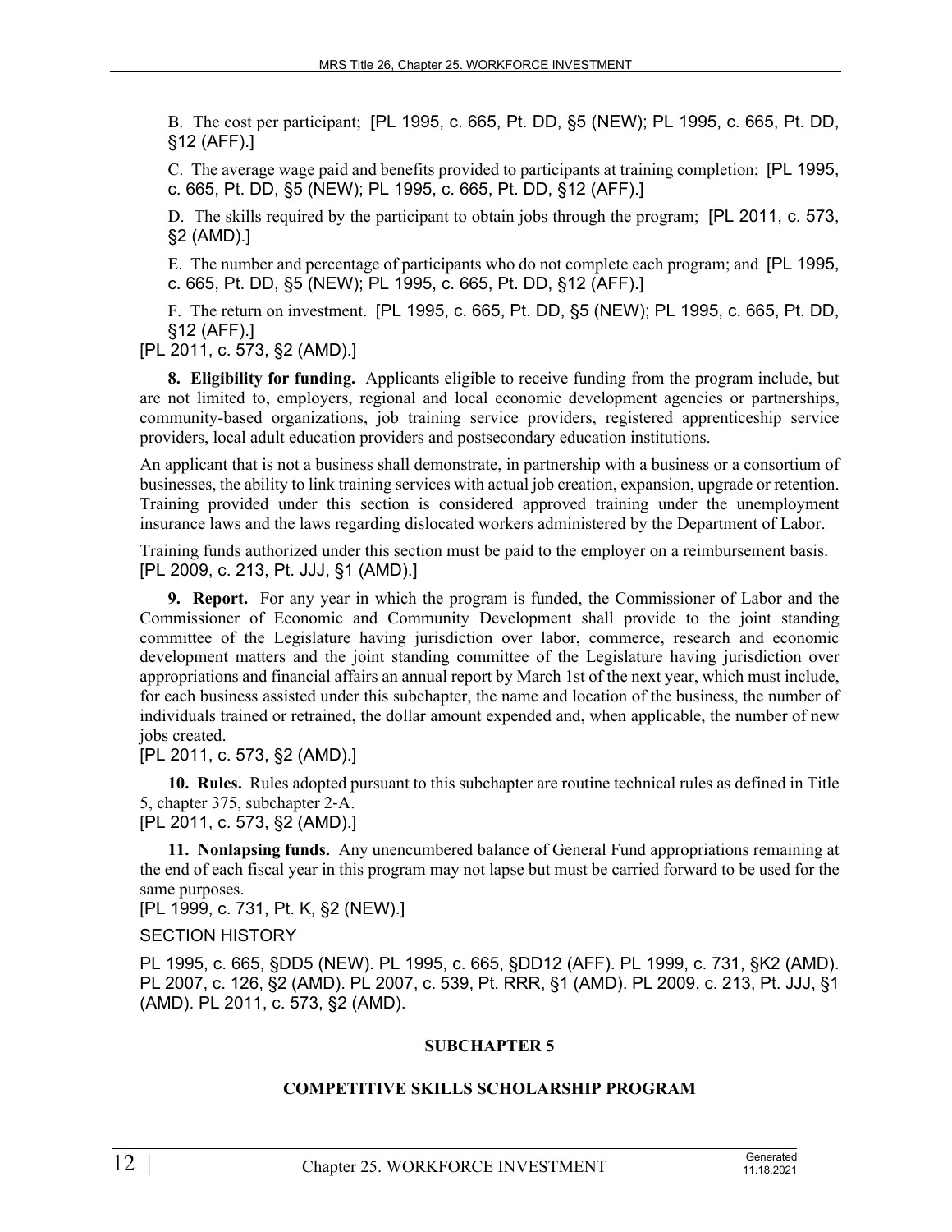B. The cost per participant; [PL 1995, c. 665, Pt. DD, §5 (NEW); PL 1995, c. 665, Pt. DD, §12 (AFF).]

C. The average wage paid and benefits provided to participants at training completion; [PL 1995, c. 665, Pt. DD, §5 (NEW); PL 1995, c. 665, Pt. DD, §12 (AFF).]

D. The skills required by the participant to obtain jobs through the program; [PL 2011, c. 573, §2 (AMD).]

E. The number and percentage of participants who do not complete each program; and [PL 1995, c. 665, Pt. DD, §5 (NEW); PL 1995, c. 665, Pt. DD, §12 (AFF).]

F. The return on investment. [PL 1995, c. 665, Pt. DD, §5 (NEW); PL 1995, c. 665, Pt. DD, §12 (AFF).]

[PL 2011, c. 573, §2 (AMD).]

**8. Eligibility for funding.** Applicants eligible to receive funding from the program include, but are not limited to, employers, regional and local economic development agencies or partnerships, community-based organizations, job training service providers, registered apprenticeship service providers, local adult education providers and postsecondary education institutions.

An applicant that is not a business shall demonstrate, in partnership with a business or a consortium of businesses, the ability to link training services with actual job creation, expansion, upgrade or retention. Training provided under this section is considered approved training under the unemployment insurance laws and the laws regarding dislocated workers administered by the Department of Labor.

Training funds authorized under this section must be paid to the employer on a reimbursement basis. [PL 2009, c. 213, Pt. JJJ, §1 (AMD).]

**9. Report.** For any year in which the program is funded, the Commissioner of Labor and the Commissioner of Economic and Community Development shall provide to the joint standing committee of the Legislature having jurisdiction over labor, commerce, research and economic development matters and the joint standing committee of the Legislature having jurisdiction over appropriations and financial affairs an annual report by March 1st of the next year, which must include, for each business assisted under this subchapter, the name and location of the business, the number of individuals trained or retrained, the dollar amount expended and, when applicable, the number of new jobs created.

[PL 2011, c. 573, §2 (AMD).]

**10. Rules.** Rules adopted pursuant to this subchapter are routine technical rules as defined in Title 5, chapter 375, subchapter 2-A.

[PL 2011, c. 573, §2 (AMD).]

**11. Nonlapsing funds.** Any unencumbered balance of General Fund appropriations remaining at the end of each fiscal year in this program may not lapse but must be carried forward to be used for the same purposes.

[PL 1999, c. 731, Pt. K, §2 (NEW).]

SECTION HISTORY

PL 1995, c. 665, §DD5 (NEW). PL 1995, c. 665, §DD12 (AFF). PL 1999, c. 731, §K2 (AMD). PL 2007, c. 126, §2 (AMD). PL 2007, c. 539, Pt. RRR, §1 (AMD). PL 2009, c. 213, Pt. JJJ, §1 (AMD). PL 2011, c. 573, §2 (AMD).

## SUBCHAPTER 5

## COMPETITIVE SKILLS SCHOLARSHIP PROGRAM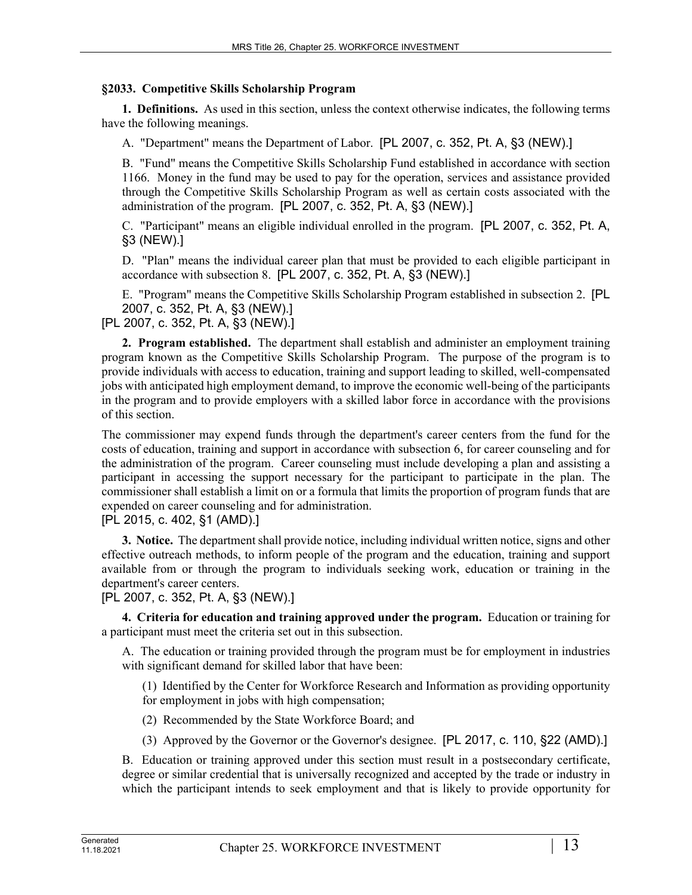**§2033. Competitive Skills Scholarship Program**

**1. Definitions.** As used in this section, unless the context otherwise indicates, the following terms have the following meanings.

A. "Department" means the Department of Labor. [PL 2007, c. 352, Pt. A, §3 (NEW).]

B. "Fund" means the Competitive Skills Scholarship Fund established in accordance with section 1166. Money in the fund may be used to pay for the operation, services and assistance provided through the Competitive Skills Scholarship Program as well as certain costs associated with the administration of the program. [PL 2007, c. 352, Pt. A, §3 (NEW).]

C. "Participant" means an eligible individual enrolled in the program. [PL 2007, c. 352, Pt. A, §3 (NEW).]

D. "Plan" means the individual career plan that must be provided to each eligible participant in accordance with subsection 8. [PL 2007, c. 352, Pt. A, §3 (NEW).]

E. "Program" means the Competitive Skills Scholarship Program established in subsection 2. [PL 2007, c. 352, Pt. A, §3 (NEW).]

[PL 2007, c. 352, Pt. A, §3 (NEW).]

**2. Program established.** The department shall establish and administer an employment training program known as the Competitive Skills Scholarship Program. The purpose of the program is to provide individuals with access to education, training and support leading to skilled, well-compensated jobs with anticipated high employment demand, to improve the economic well-being of the participants in the program and to provide employers with a skilled labor force in accordance with the provisions of this section.

The commissioner may expend funds through the department's career centers from the fund for the costs of education, training and support in accordance with subsection 6, for career counseling and for the administration of the program. Career counseling must include developing a plan and assisting a participant in accessing the support necessary for the participant to participate in the plan. The commissioner shall establish a limit on or a formula that limits the proportion of program funds that are expended on career counseling and for administration.

[PL 2015, c. 402, §1 (AMD).]

**3. Notice.** The department shall provide notice, including individual written notice, signs and other effective outreach methods, to inform people of the program and the education, training and support available from or through the program to individuals seeking work, education or training in the department's career centers.

[PL 2007, c. 352, Pt. A, §3 (NEW).]

**4. Criteria for education and training approved under the program.** Education or training for a participant must meet the criteria set out in this subsection.

A. The education or training provided through the program must be for employment in industries with significant demand for skilled labor that have been:

(1) Identified by the Center for Workforce Research and Information as providing opportunity for employment in jobs with high compensation;

(2) Recommended by the State Workforce Board; and

(3) Approved by the Governor or the Governor's designee. [PL 2017, c. 110, §22 (AMD).]

B. Education or training approved under this section must result in a postsecondary certificate, degree or similar credential that is universally recognized and accepted by the trade or industry in which the participant intends to seek employment and that is likely to provide opportunity for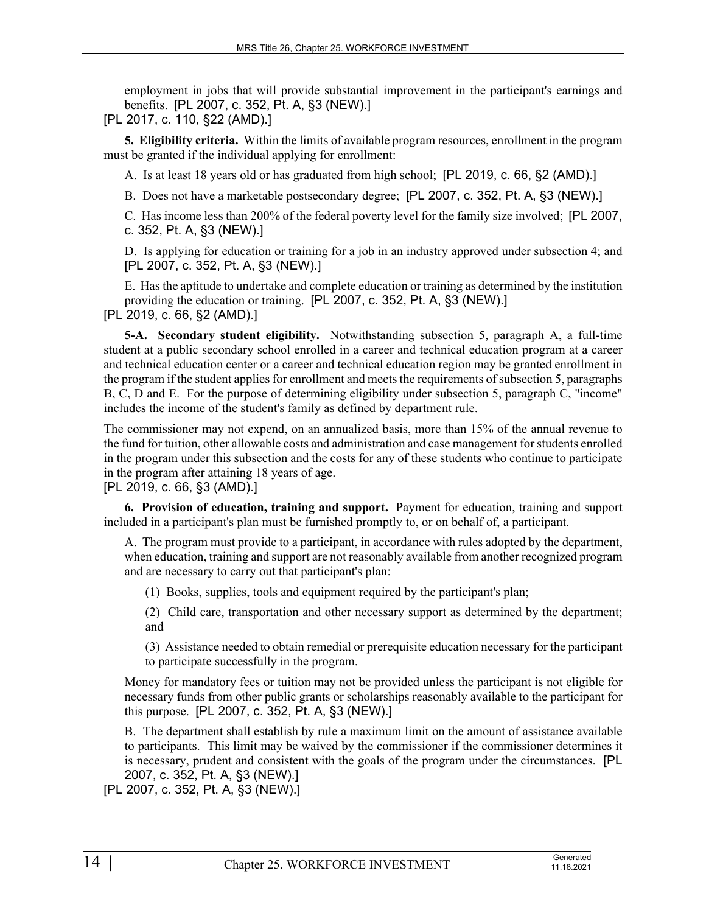employment in jobs that will provide substantial improvement in the participant's earnings and benefits. [PL 2007, c. 352, Pt. A, §3 (NEW).]

[PL 2017, c. 110, §22 (AMD).]

**5. Eligibility criteria.** Within the limits of available program resources, enrollment in the program must be granted if the individual applying for enrollment:

A. Is at least 18 years old or has graduated from high school; [PL 2019, c. 66, §2 (AMD).]

B. Does not have a marketable postsecondary degree; [PL 2007, c. 352, Pt. A, §3 (NEW).]

C. Has income less than 200% of the federal poverty level for the family size involved; [PL 2007, c. 352, Pt. A, §3 (NEW).]

D. Is applying for education or training for a job in an industry approved under subsection 4; and [PL 2007, c. 352, Pt. A, §3 (NEW).]

E. Has the aptitude to undertake and complete education or training as determined by the institution providing the education or training. [PL 2007, c. 352, Pt. A, §3 (NEW).]

[PL 2019, c. 66, §2 (AMD).]

**5-A. Secondary student eligibility.** Notwithstanding subsection 5, paragraph A, a full-time student at a public secondary school enrolled in a career and technical education program at a career and technical education center or a career and technical education region may be granted enrollment in the program if the student applies for enrollment and meets the requirements of subsection 5, paragraphs B, C, D and E. For the purpose of determining eligibility under subsection 5, paragraph C, "income" includes the income of the student's family as defined by department rule.

The commissioner may not expend, on an annualized basis, more than 15% of the annual revenue to the fund for tuition, other allowable costs and administration and case management for students enrolled in the program under this subsection and the costs for any of these students who continue to participate in the program after attaining 18 years of age.

[PL 2019, c. 66, §3 (AMD).]

**6. Provision of education, training and support.** Payment for education, training and support included in a participant's plan must be furnished promptly to, or on behalf of, a participant.

A. The program must provide to a participant, in accordance with rules adopted by the department, when education, training and support are not reasonably available from another recognized program and are necessary to carry out that participant's plan:

(1) Books, supplies, tools and equipment required by the participant's plan;

(2) Child care, transportation and other necessary support as determined by the department; and

(3) Assistance needed to obtain remedial or prerequisite education necessary for the participant to participate successfully in the program.

Money for mandatory fees or tuition may not be provided unless the participant is not eligible for necessary funds from other public grants or scholarships reasonably available to the participant for this purpose. [PL 2007, c. 352, Pt. A, §3 (NEW).]

B. The department shall establish by rule a maximum limit on the amount of assistance available to participants. This limit may be waived by the commissioner if the commissioner determines it is necessary, prudent and consistent with the goals of the program under the circumstances. [PL 2007, c. 352, Pt. A, §3 (NEW).]

[PL 2007, c. 352, Pt. A, §3 (NEW).]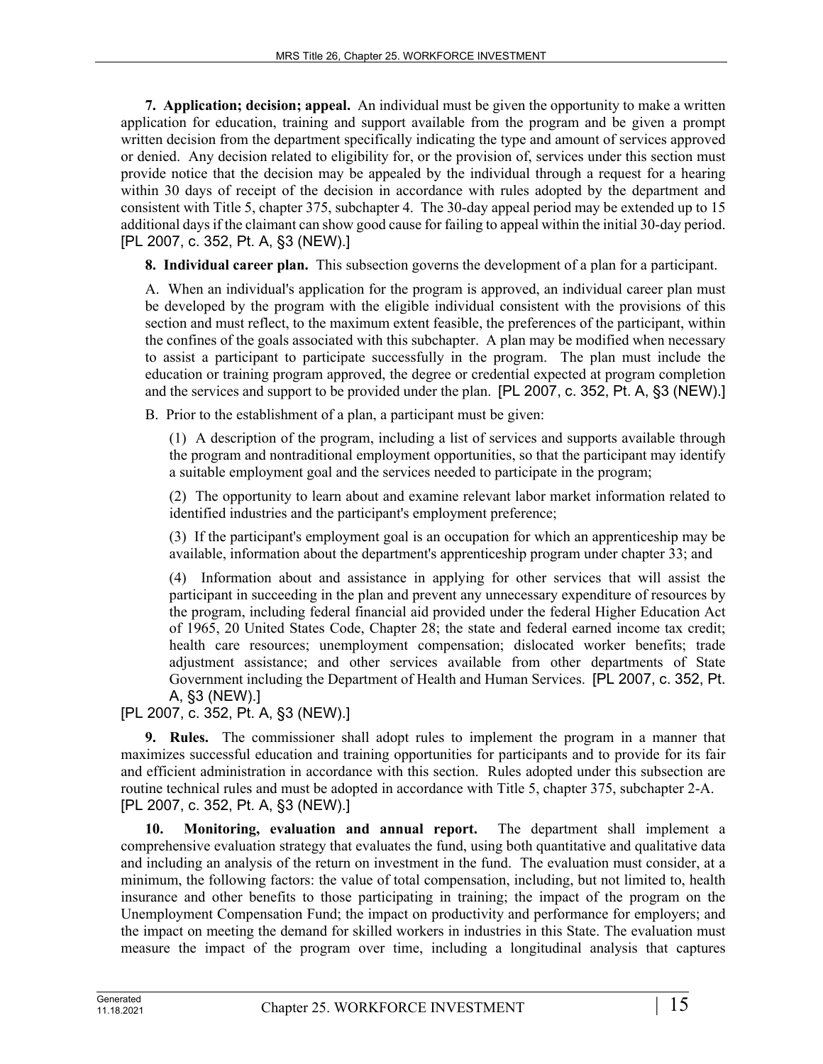**7. Application; decision; appeal.** An individual must be given the opportunity to make a written application for education, training and support available from the program and be given a prompt written decision from the department specifically indicating the type and amount of services approved or denied. Any decision related to eligibility for, or the provision of, services under this section must provide notice that the decision may be appealed by the individual through a request for a hearing within 30 days of receipt of the decision in accordance with rules adopted by the department and consistent with Title 5, chapter 375, subchapter 4. The 30-day appeal period may be extended up to 15 additional days if the claimant can show good cause for failing to appeal within the initial 30-day period. [PL 2007, c. 352, Pt. A, §3 (NEW).]

**8. Individual career plan.** This subsection governs the development of a plan for a participant.

A. When an individual's application for the program is approved, an individual career plan must be developed by the program with the eligible individual consistent with the provisions of this section and must reflect, to the maximum extent feasible, the preferences of the participant, within the confines of the goals associated with this subchapter. A plan may be modified when necessary to assist a participant to participate successfully in the program. The plan must include the education or training program approved, the degree or credential expected at program completion and the services and support to be provided under the plan. [PL 2007, c. 352, Pt. A, §3 (NEW).]

B. Prior to the establishment of a plan, a participant must be given:

(1) A description of the program, including a list of services and supports available through the program and nontraditional employment opportunities, so that the participant may identify a suitable employment goal and the services needed to participate in the program;

(2) The opportunity to learn about and examine relevant labor market information related to identified industries and the participant's employment preference;

(3) If the participant's employment goal is an occupation for which an apprenticeship may be available, information about the department's apprenticeship program under chapter 33; and

(4) Information about and assistance in applying for other services that will assist the participant in succeeding in the plan and prevent any unnecessary expenditure of resources by the program, including federal financial aid provided under the federal Higher Education Act of 1965, 20 United States Code, Chapter 28; the state and federal earned income tax credit; health care resources; unemployment compensation; dislocated worker benefits; trade adjustment assistance; and other services available from other departments of State Government including the Department of Health and Human Services. [PL 2007, c. 352, Pt. A, §3 (NEW).]

[PL 2007, c. 352, Pt. A, §3 (NEW).]

**9. Rules.** The commissioner shall adopt rules to implement the program in a manner that maximizes successful education and training opportunities for participants and to provide for its fair and efficient administration in accordance with this section. Rules adopted under this subsection are routine technical rules and must be adopted in accordance with Title 5, chapter 375, subchapter 2-A. [PL 2007, c. 352, Pt. A, §3 (NEW).]

**10. Monitoring, evaluation and annual report.** The department shall implement a comprehensive evaluation strategy that evaluates the fund, using both quantitative and qualitative data and including an analysis of the return on investment in the fund. The evaluation must consider, at a minimum, the following factors: the value of total compensation, including, but not limited to, health insurance and other benefits to those participating in training; the impact of the program on the Unemployment Compensation Fund; the impact on productivity and performance for employers; and the impact on meeting the demand for skilled workers in industries in this State. The evaluation must measure the impact of the program over time, including a longitudinal analysis that captures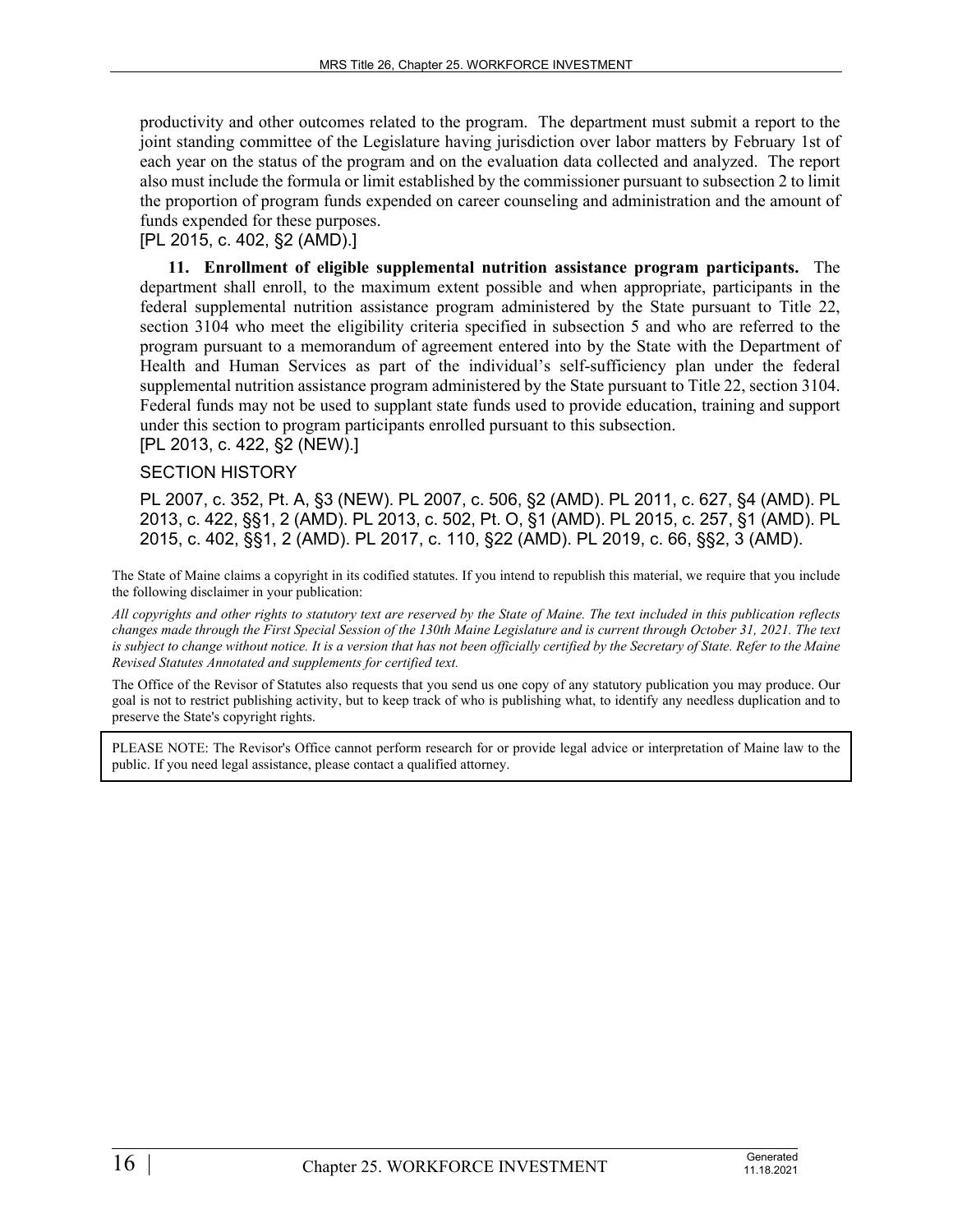productivity and other outcomes related to the program. The department must submit a report to the joint standing committee of the Legislature having jurisdiction over labor matters by February 1st of each year on the status of the program and on the evaluation data collected and analyzed. The report also must include the formula or limit established by the commissioner pursuant to subsection 2 to limit the proportion of program funds expended on career counseling and administration and the amount of funds expended for these purposes.

[PL 2015, c. 402, §2 (AMD).]

**11. Enrollment of eligible supplemental nutrition assistance program participants.** The department shall enroll, to the maximum extent possible and when appropriate, participants in the federal supplemental nutrition assistance program administered by the State pursuant to Title 22, section 3104 who meet the eligibility criteria specified in subsection 5 and who are referred to the program pursuant to a memorandum of agreement entered into by the State with the Department of Health and Human Services as part of the individual's self-sufficiency plan under the federal supplemental nutrition assistance program administered by the State pursuant to Title 22, section 3104. Federal funds may not be used to supplant state funds used to provide education, training and support under this section to program participants enrolled pursuant to this subsection.

[PL 2013, c. 422, §2 (NEW).]

SECTION HISTORY

PL 2007, c. 352, Pt. A, §3 (NEW). PL 2007, c. 506, §2 (AMD). PL 2011, c. 627, §4 (AMD). PL 2013, c. 422, §§1, 2 (AMD). PL 2013, c. 502, Pt. O, §1 (AMD). PL 2015, c. 257, §1 (AMD). PL 2015, c. 402, §§1, 2 (AMD). PL 2017, c. 110, §22 (AMD). PL 2019, c. 66, §§2, 3 (AMD).

The State of Maine claims a copyright in its codified statutes. If you intend to republish this material, we require that you include the following disclaimer in your publication:

*All copyrights and other rights to statutory text are reserved by the State of Maine. The text included in this publication reflects changes made through the First Special Session of the 130th Maine Legislature and is current through October 31, 2021. The text is subject to change without notice. It is a version that has not been officially certified by the Secretary of State. Refer to the Maine Revised Statutes Annotated and supplements for certified text.*

The Office of the Revisor of Statutes also requests that you send us one copy of any statutory publication you may produce. Our goal is not to restrict publishing activity, but to keep track of who is publishing what, to identify any needless duplication and to preserve the State's copyright rights.

PLEASE NOTE: The Revisor's Office cannot perform research for or provide legal advice or interpretation of Maine law to the public. If you need legal assistance, please contact a qualified attorney.